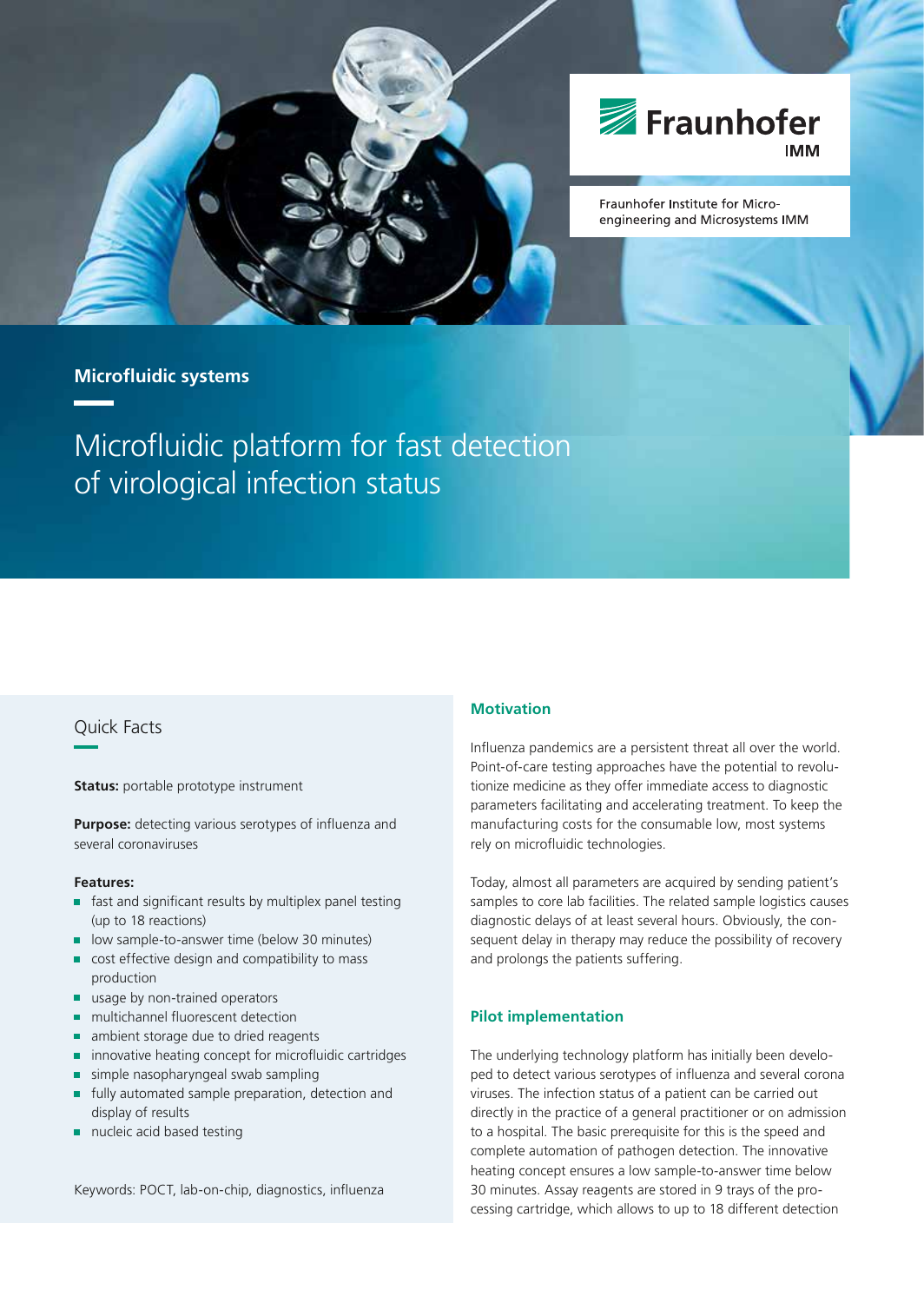Fraunhofer IMM

Fraunhofer Institute for Micro-engineering and Microsystems IMM

**Microfluidic systems**

# Microfluidic platform for fast detection of virological infection status

## Quick Facts

**Status:** portable prototype instrument

**Purpose:** detecting various serotypes of influenza and several coronaviruses

**Features:**

- fast and significant results by multiplex panel testing (up to 18 reactions)
- low sample-to-answer time (below 30 minutes)
- cost effective design and compatibility to mass production
- usage by non-trained operators
- multichannel fluorescent detection
- ambient storage due to dried reagents
- innovative heating concept for microfluidic cartridges
- simple nasopharyngeal swab sampling
- fully automated sample preparation, detection and display of results
- nucleic acid based testing

Keywords: POCT, lab-on-chip, diagnostics, influenza

## Motivation

Influenza pandemics are a persistent threat all over the world. Point-of-care testing approaches have the potential to revolutionize medicine as they offer immediate access to diagnostic parameters facilitating and accelerating treatment. To keep the manufacturing costs for the consumable low, most systems rely on microfluidic technologies.

Today, almost all parameters are acquired by sending patient's samples to core lab facilities. The related sample logistics causes diagnostic delays of at least several hours. Obviously, the consequent delay in therapy may reduce the possibility of recovery and prolongs the patients suffering.

## Pilot implementation

The underlying technology platform has initially been developed to detect various serotypes of influenza and several corona viruses. The infection status of a patient can be carried out directly in the practice of a general practitioner or on admission to a hospital. The basic prerequisite for this is the speed and complete automation of pathogen detection. The innovative heating concept ensures a low sample-to-answer time below 30 minutes. Assay reagents are stored in 9 trays of the processing cartridge, which allows to up to 18 different detection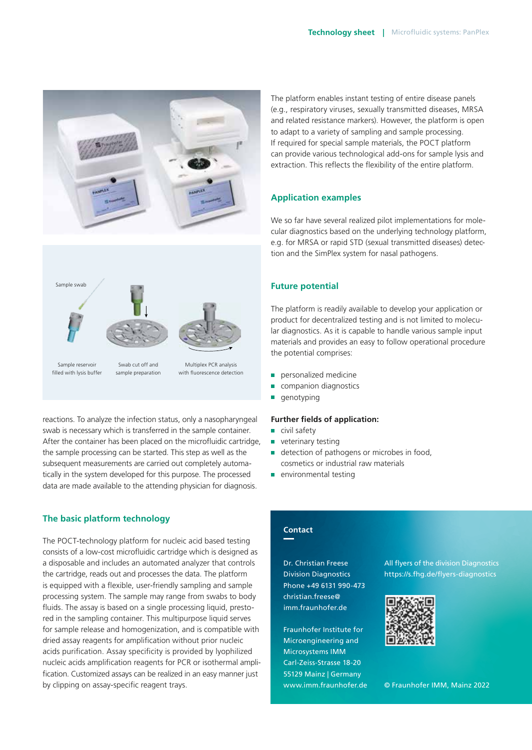Sample swab

Sample reservoir filled with lysis buffer

Swab cut off and sample preparation

Multiplex PCR analysis with fluorescence detection

reactions. To analyze the infection status, only a nasopharyngeal swab is necessary which is transferred in the sample container. After the container has been placed on the microfluidic cartridge, the sample processing can be started. This step as well as the subsequent measurements are carried out completely automatically in the system developed for this purpose. The processed data are made available to the attending physician for diagnosis.

## The basic platform technology

The POCT-technology platform for nucleic acid based testing consists of a low-cost microfluidic cartridge which is designed as a disposable and includes an automated analyzer that controls the cartridge, reads out and processes the data. The platform is equipped with a flexible, user-friendly sampling and sample processing system. The sample may range from swabs to body fluids. The assay is based on a single processing liquid, prestored in the sampling container. This multipurpose liquid serves for sample release and homogenization, and is compatible with dried assay reagents for amplification without prior nucleic acids purification. Assay specificity is provided by lyophilized nucleic acids amplification reagents for PCR or isothermal amplification. Customized assays can be realized in an easy manner just by clipping on assay-specific reagent trays.

The platform enables instant testing of entire disease panels (e.g., respiratory viruses, sexually transmitted diseases, MRSA and related resistance markers). However, the platform is open to adapt to a variety of sampling and sample processing. If required for special sample materials, the POCT platform can provide various technological add-ons for sample lysis and extraction. This reflects the flexibility of the entire platform.

## Application examples

We so far have several realized pilot implementations for molecular diagnostics based on the underlying technology platform, e.g. for MRSA or rapid STD (sexual transmitted diseases) detection and the SimPlex system for nasal pathogens.

## Future potential

The platform is readily available to develop your application or product for decentralized testing and is not limited to molecular diagnostics. As it is capable to handle various sample input materials and provides an easy to follow operational procedure the potential comprises:

- personalized medicine
- companion diagnostics
- genotyping

**Further fields of application:**

- civil safety
- veterinary testing
- detection of pathogens or microbes in food, cosmetics or industrial raw materials
- environmental testing

### Contact

Dr. Christian Freese
Division Diagnostics
Phone +49 6131 990-473
christian.freese@
imm.fraunhofer.de

Fraunhofer Institute for
Microengineering and
Microsystems IMM
Carl-Zeiss-Strasse 18-20
55129 Mainz | Germany
www.imm.fraunhofer.de

All flyers of the division Diagnostics
https://s.fhg.de/flyers-diagnostics

© Fraunhofer IMM, Mainz 2022